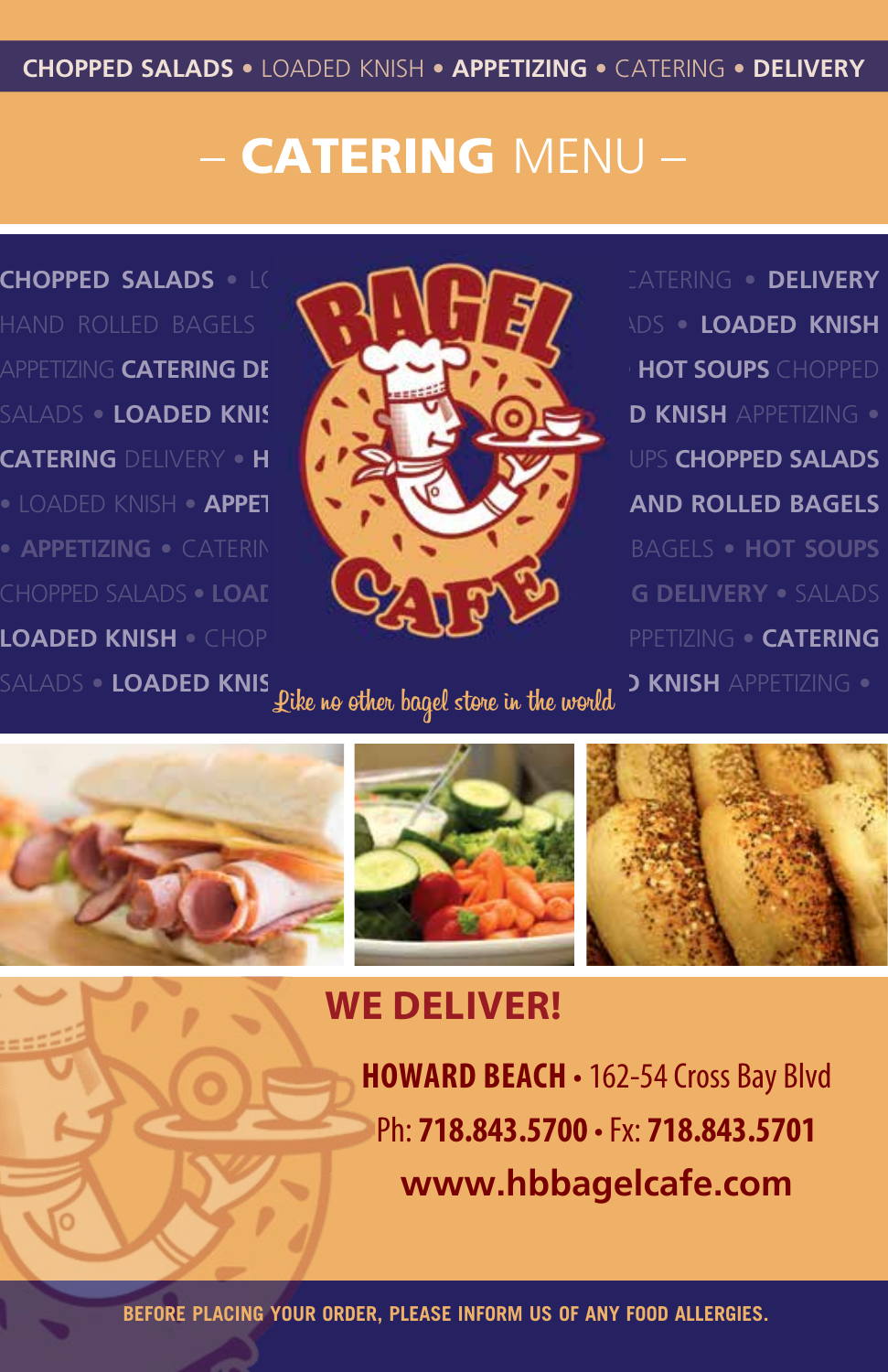CHOPPED SALADS • LOADED KNISH • APPETIZING • CATERING • DELIVERY

# – CATERING MENU –

BAGEL CAFE

*Like no other bagel store in the world*

## WE DELIVER!

**HOWARD BEACH** • 162-54 Cross Bay Blvd

Ph: **718.843.5700** • Fx: **718.843.5701**

**www.hbbagelcafe.com**

BEFORE PLACING YOUR ORDER, PLEASE INFORM US OF ANY FOOD ALLERGIES.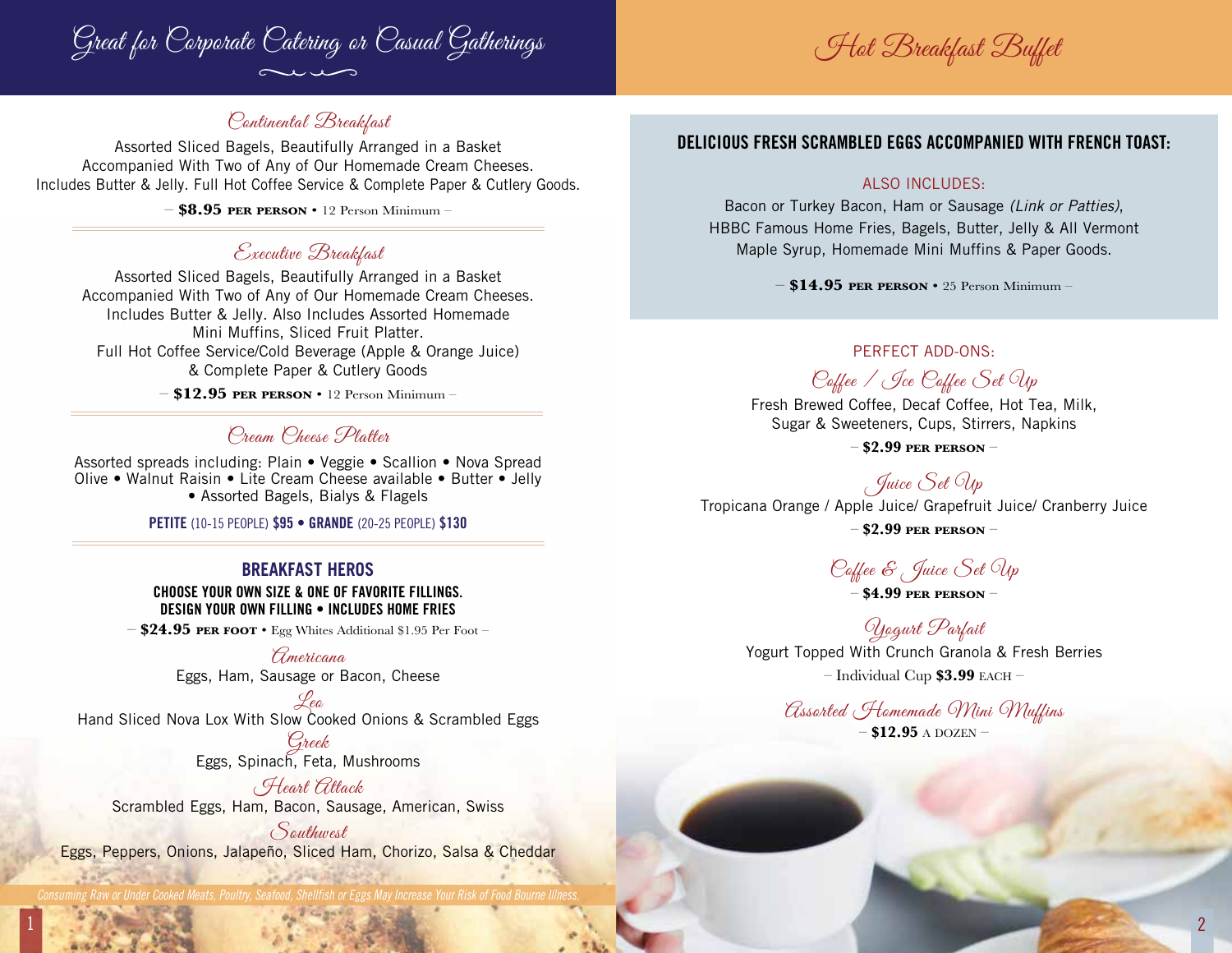# Great for Corporate Catering or Casual Gatherings

## Continental Breakfast

Assorted Sliced Bagels, Beautifully Arranged in a Basket Accompanied With Two of Any of Our Homemade Cream Cheeses. Includes Butter & Jelly. Full Hot Coffee Service & Complete Paper & Cutlery Goods.

– **$8.95 PER PERSON** • 12 Person Minimum –

## Executive Breakfast

Assorted Sliced Bagels, Beautifully Arranged in a Basket Accompanied With Two of Any of Our Homemade Cream Cheeses. Includes Butter & Jelly. Also Includes Assorted Homemade Mini Muffins, Sliced Fruit Platter. Full Hot Coffee Service/Cold Beverage (Apple & Orange Juice) & Complete Paper & Cutlery Goods

– **$12.95 PER PERSON** • 12 Person Minimum –

## Cream Cheese Platter

Assorted spreads including: Plain • Veggie • Scallion • Nova Spread Olive • Walnut Raisin • Lite Cream Cheese available • Butter • Jelly • Assorted Bagels, Bialys & Flagels

**PETITE** (10-15 PEOPLE) **$95** • **GRANDE** (20-25 PEOPLE) **$130**

## BREAKFAST HEROS

**CHOOSE YOUR OWN SIZE & ONE OF FAVORITE FILLINGS.**
**DESIGN YOUR OWN FILLING • INCLUDES HOME FRIES**

– **$24.95 PER FOOT** • Egg Whites Additional $1.95 Per Foot –

### Americana
Eggs, Ham, Sausage or Bacon, Cheese

### Leo
Hand Sliced Nova Lox With Slow Cooked Onions & Scrambled Eggs

### Greek
Eggs, Spinach, Feta, Mushrooms

### Heart Attack
Scrambled Eggs, Ham, Bacon, Sausage, American, Swiss

### Southwest
Eggs, Peppers, Onions, Jalapeño, Sliced Ham, Chorizo, Salsa & Cheddar

*Consuming Raw or Under Cooked Meats, Poultry, Seafood, Shellfish or Eggs May Increase Your Risk of Food Bourne Illness.*

# Hot Breakfast Buffet

**DELICIOUS FRESH SCRAMBLED EGGS ACCOMPANIED WITH FRENCH TOAST:**

ALSO INCLUDES:

Bacon or Turkey Bacon, Ham or Sausage *(Link or Patties)*, HBBC Famous Home Fries, Bagels, Butter, Jelly & All Vermont Maple Syrup, Homemade Mini Muffins & Paper Goods.

– **$14.95 PER PERSON** • 25 Person Minimum –

PERFECT ADD-ONS:

## Coffee / Ice Coffee Set Up

Fresh Brewed Coffee, Decaf Coffee, Hot Tea, Milk, Sugar & Sweeteners, Cups, Stirrers, Napkins

– **$2.99 PER PERSON** –

## Juice Set Up

Tropicana Orange / Apple Juice/ Grapefruit Juice/ Cranberry Juice

– **$2.99 PER PERSON** –

## Coffee & Juice Set Up

– **$4.99 PER PERSON** –

## Yogurt Parfait

Yogurt Topped With Crunch Granola & Fresh Berries

– Individual Cup **$3.99** EACH –

## Assorted Homemade Mini Muffins

– **$12.95** A DOZEN –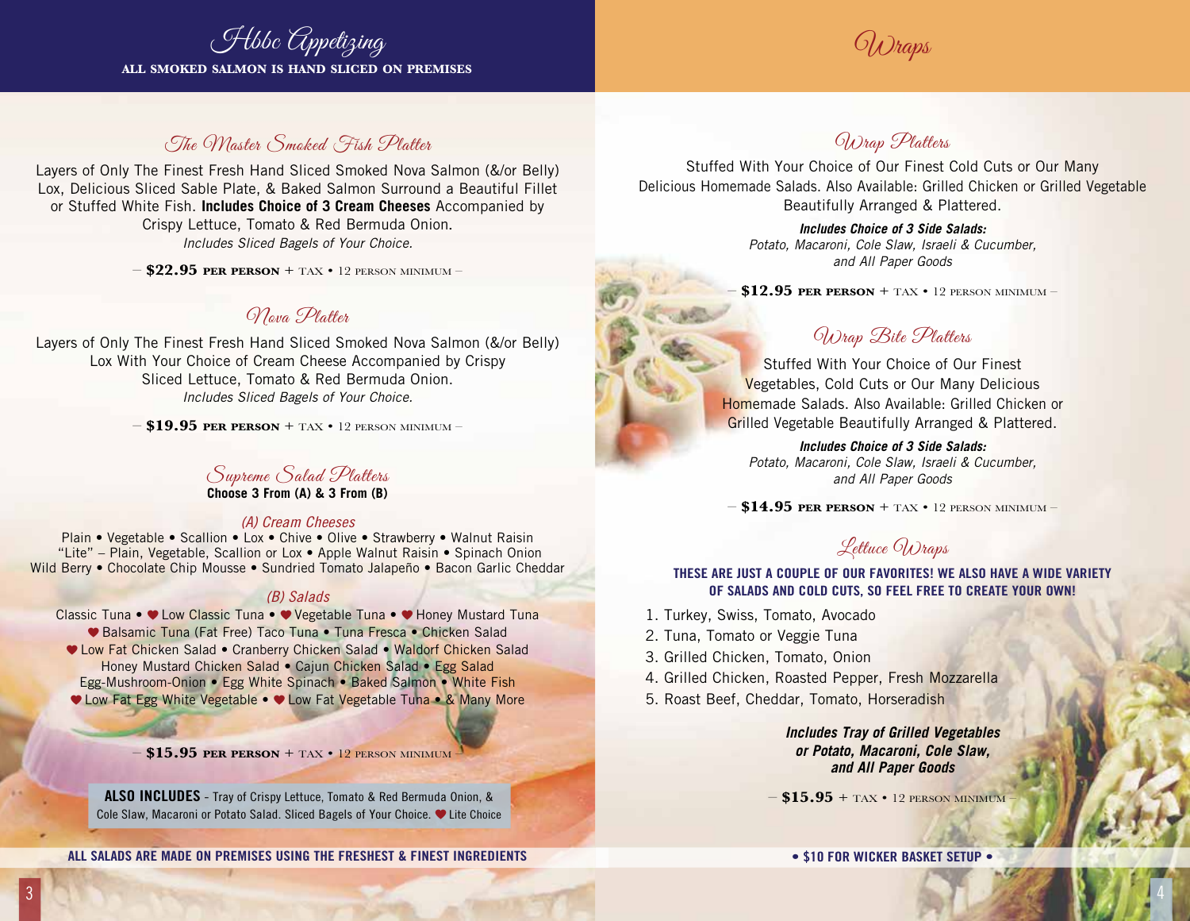# Hbbc Appetizing

**ALL SMOKED SALMON IS HAND SLICED ON PREMISES**

## The Master Smoked Fish Platter

Layers of Only The Finest Fresh Hand Sliced Smoked Nova Salmon (&/or Belly) Lox, Delicious Sliced Sable Plate, & Baked Salmon Surround a Beautiful Fillet or Stuffed White Fish. **Includes Choice of 3 Cream Cheeses** Accompanied by Crispy Lettuce, Tomato & Red Bermuda Onion.
*Includes Sliced Bagels of Your Choice.*

– **$22.95 PER PERSON** + TAX • 12 PERSON MINIMUM –

## Nova Platter

Layers of Only The Finest Fresh Hand Sliced Smoked Nova Salmon (&/or Belly) Lox With Your Choice of Cream Cheese Accompanied by Crispy Sliced Lettuce, Tomato & Red Bermuda Onion.
*Includes Sliced Bagels of Your Choice.*

– **$19.95 PER PERSON** + TAX • 12 PERSON MINIMUM –

## Supreme Salad Platters

**Choose 3 From (A) & 3 From (B)**

*(A) Cream Cheeses*

Plain • Vegetable • Scallion • Lox • Chive • Olive • Strawberry • Walnut Raisin
"Lite" – Plain, Vegetable, Scallion or Lox • Apple Walnut Raisin • Spinach Onion
Wild Berry • Chocolate Chip Mousse • Sundried Tomato Jalapeño • Bacon Garlic Cheddar

*(B) Salads*

Classic Tuna • ♥ Low Classic Tuna • ♥ Vegetable Tuna • ♥ Honey Mustard Tuna
♥ Balsamic Tuna (Fat Free) Taco Tuna • Tuna Fresca • Chicken Salad
♥ Low Fat Chicken Salad • Cranberry Chicken Salad • Waldorf Chicken Salad
Honey Mustard Chicken Salad • Cajun Chicken Salad • Egg Salad
Egg-Mushroom-Onion • Egg White Spinach • Baked Salmon • White Fish
♥ Low Fat Egg White Vegetable • ♥ Low Fat Vegetable Tuna • & Many More

– **$15.95 PER PERSON** + TAX • 12 PERSON MINIMUM –

**ALSO INCLUDES** - Tray of Crispy Lettuce, Tomato & Red Bermuda Onion, & Cole Slaw, Macaroni or Potato Salad. Sliced Bagels of Your Choice. ♥ Lite Choice

**ALL SALADS ARE MADE ON PREMISES USING THE FRESHEST & FINEST INGREDIENTS**

# Wraps

## Wrap Platters

Stuffed With Your Choice of Our Finest Cold Cuts or Our Many Delicious Homemade Salads. Also Available: Grilled Chicken or Grilled Vegetable Beautifully Arranged & Plattered.

***Includes Choice of 3 Side Salads:***
*Potato, Macaroni, Cole Slaw, Israeli & Cucumber, and All Paper Goods*

– **$12.95 PER PERSON** + TAX • 12 PERSON MINIMUM –

## Wrap Bite Platters

Stuffed With Your Choice of Our Finest Vegetables, Cold Cuts or Our Many Delicious Homemade Salads. Also Available: Grilled Chicken or Grilled Vegetable Beautifully Arranged & Plattered.

***Includes Choice of 3 Side Salads:***
*Potato, Macaroni, Cole Slaw, Israeli & Cucumber, and All Paper Goods*

– **$14.95 PER PERSON** + TAX • 12 PERSON MINIMUM –

## Lettuce Wraps

**THESE ARE JUST A COUPLE OF OUR FAVORITES! WE ALSO HAVE A WIDE VARIETY OF SALADS AND COLD CUTS, SO FEEL FREE TO CREATE YOUR OWN!**

1. Turkey, Swiss, Tomato, Avocado
2. Tuna, Tomato or Veggie Tuna
3. Grilled Chicken, Tomato, Onion
4. Grilled Chicken, Roasted Pepper, Fresh Mozzarella
5. Roast Beef, Cheddar, Tomato, Horseradish

***Includes Tray of Grilled Vegetables or Potato, Macaroni, Cole Slaw, and All Paper Goods***

– **$15.95** + TAX • 12 PERSON MINIMUM –

**• $10 FOR WICKER BASKET SETUP •**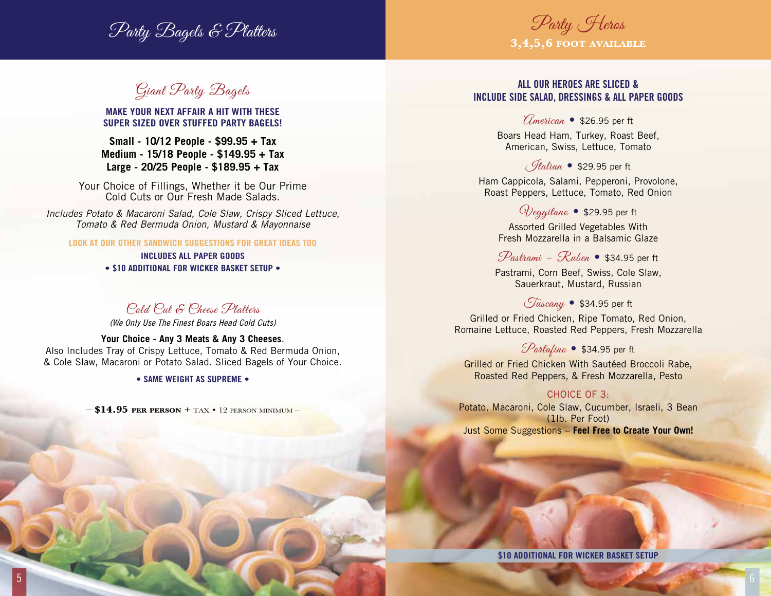# Party Bagels & Platters

## Giant Party Bagels

**MAKE YOUR NEXT AFFAIR A HIT WITH THESE SUPER SIZED OVER STUFFED PARTY BAGELS!**

**Small - 10/12 People - $99.95 + Tax**
**Medium - 15/18 People - $149.95 + Tax**
**Large - 20/25 People - $189.95 + Tax**

Your Choice of Fillings, Whether it be Our Prime Cold Cuts or Our Fresh Made Salads.

*Includes Potato & Macaroni Salad, Cole Slaw, Crispy Sliced Lettuce, Tomato & Red Bermuda Onion, Mustard & Mayonnaise*

**LOOK AT OUR OTHER SANDWICH SUGGESTIONS FOR GREAT IDEAS TOO**

**INCLUDES ALL PAPER GOODS**

**• $10 ADDITIONAL FOR WICKER BASKET SETUP •**

## Cold Cut & Cheese Platters

*(We Only Use The Finest Boars Head Cold Cuts)*

**Your Choice - Any 3 Meats & Any 3 Cheeses**. Also Includes Tray of Crispy Lettuce, Tomato & Red Bermuda Onion, & Cole Slaw, Macaroni or Potato Salad. Sliced Bagels of Your Choice.

**• SAME WEIGHT AS SUPREME •**

– **$14.95** PER PERSON + TAX • 12 PERSON MINIMUM –

# Party Heros

**3,4,5,6 FOOT AVAILABLE**

**ALL OUR HEROES ARE SLICED & INCLUDE SIDE SALAD, DRESSINGS & ALL PAPER GOODS**

### American • $26.95 per ft

Boars Head Ham, Turkey, Roast Beef, American, Swiss, Lettuce, Tomato

### Italian • $29.95 per ft

Ham Cappicola, Salami, Pepperoni, Provolone, Roast Peppers, Lettuce, Tomato, Red Onion

### Veggitano • $29.95 per ft

Assorted Grilled Vegetables With Fresh Mozzarella in a Balsamic Glaze

### Pastrami – Ruben • $34.95 per ft

Pastrami, Corn Beef, Swiss, Cole Slaw, Sauerkraut, Mustard, Russian

### Tuscany • $34.95 per ft

Grilled or Fried Chicken, Ripe Tomato, Red Onion, Romaine Lettuce, Roasted Red Peppers, Fresh Mozzarella

### Portafino • $34.95 per ft

Grilled or Fried Chicken With Sautéed Broccoli Rabe, Roasted Red Peppers, & Fresh Mozzarella, Pesto

CHOICE OF 3:

Potato, Macaroni, Cole Slaw, Cucumber, Israeli, 3 Bean (1lb. Per Foot)

Just Some Suggestions – **Feel Free to Create Your Own!**

**$10 ADDITIONAL FOR WICKER BASKET SETUP**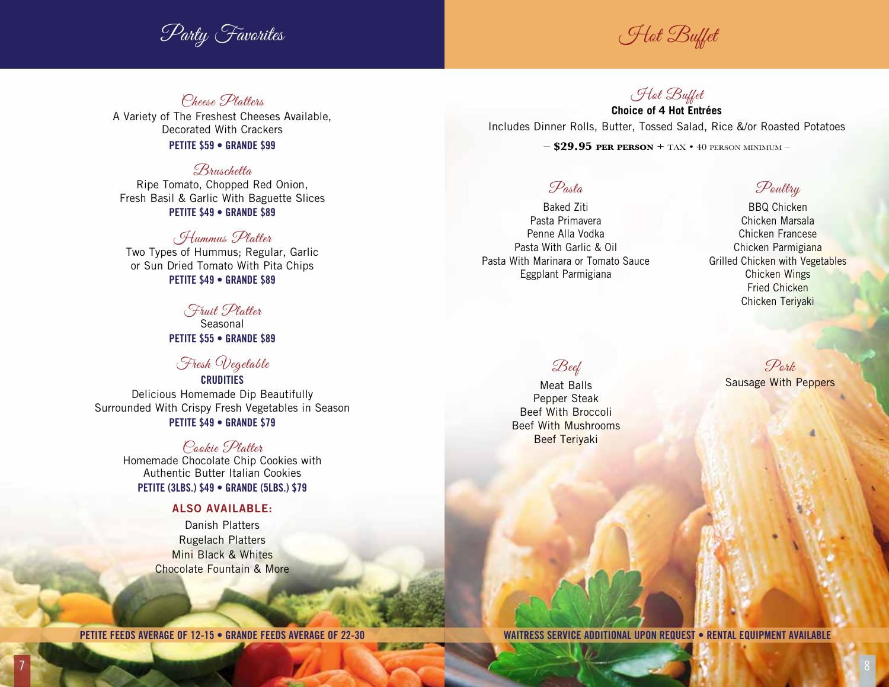# Party Favorites

### Cheese Platters

A Variety of The Freshest Cheeses Available,
Decorated With Crackers

**PETITE $59 • GRANDE $99**

### Bruschetta

Ripe Tomato, Chopped Red Onion,
Fresh Basil & Garlic With Baguette Slices

**PETITE $49 • GRANDE $89**

### Hummus Platter

Two Types of Hummus; Regular, Garlic
or Sun Dried Tomato With Pita Chips

**PETITE $49 • GRANDE $89**

### Fruit Platter

Seasonal

**PETITE $55 • GRANDE $89**

### Fresh Vegetable

**CRUDITIES**

Delicious Homemade Dip Beautifully
Surrounded With Crispy Fresh Vegetables in Season

**PETITE $49 • GRANDE $79**

### Cookie Platter

Homemade Chocolate Chip Cookies with
Authentic Butter Italian Cookies

**PETITE (3LBS.) $49 • GRANDE (5LBS.) $79**

**ALSO AVAILABLE:**

Danish Platters
Rugelach Platters
Mini Black & Whites
Chocolate Fountain & More

**PETITE FEEDS AVERAGE OF 12-15 • GRANDE FEEDS AVERAGE OF 22-30**

# Hot Buffet

### Hot Buffet

**Choice of 4 Hot Entrées**

Includes Dinner Rolls, Butter, Tossed Salad, Rice &/or Roasted Potatoes

– **$29.95 PER PERSON** + TAX • 40 PERSON MINIMUM –

### Pasta

Baked Ziti
Pasta Primavera
Penne Alla Vodka
Pasta With Garlic & Oil
Pasta With Marinara or Tomato Sauce
Eggplant Parmigiana

### Poultry

BBQ Chicken
Chicken Marsala
Chicken Francese
Chicken Parmigiana
Grilled Chicken with Vegetables
Chicken Wings
Fried Chicken
Chicken Teriyaki

### Beef

Meat Balls
Pepper Steak
Beef With Broccoli
Beef With Mushrooms
Beef Teriyaki

### Pork

Sausage With Peppers

**WAITRESS SERVICE ADDITIONAL UPON REQUEST • RENTAL EQUIPMENT AVAILABLE**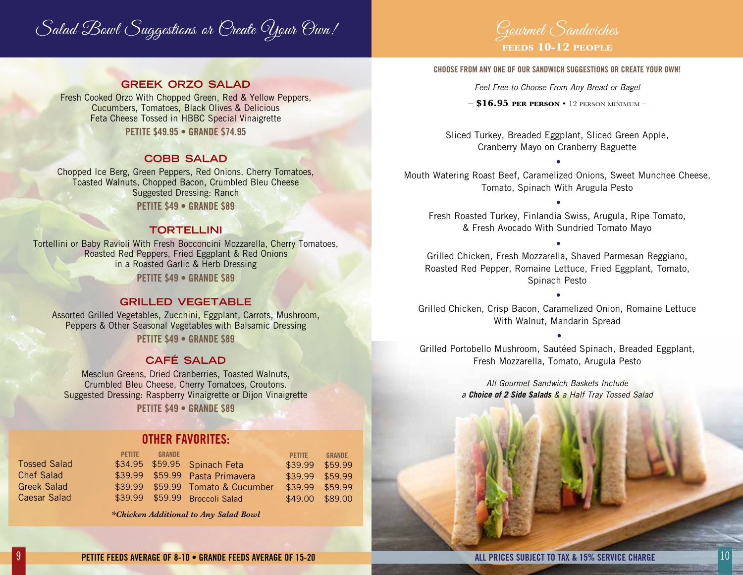# Salad Bowl Suggestions or Create Your Own!

### GREEK ORZO SALAD

Fresh Cooked Orzo With Chopped Green, Red & Yellow Peppers, Cucumbers, Tomatoes, Black Olives & Delicious Feta Cheese Tossed in HBBC Special Vinaigrette

**PETITE $49.95 • GRANDE $74.95**

### COBB SALAD

Chopped Ice Berg, Green Peppers, Red Onions, Cherry Tomatoes, Toasted Walnuts, Chopped Bacon, Crumbled Bleu Cheese
Suggested Dressing: Ranch

**PETITE $49 • GRANDE $89**

### TORTELLINI

Tortellini or Baby Ravioli With Fresh Bocconcini Mozzarella, Cherry Tomatoes, Roasted Red Peppers, Fried Eggplant & Red Onions in a Roasted Garlic & Herb Dressing

**PETITE $49 • GRANDE $89**

### GRILLED VEGETABLE

Assorted Grilled Vegetables, Zucchini, Eggplant, Carrots, Mushroom, Peppers & Other Seasonal Vegetables with Balsamic Dressing

**PETITE $49 • GRANDE $89**

### CAFÉ SALAD

Mesclun Greens, Dried Cranberries, Toasted Walnuts, Crumbled Bleu Cheese, Cherry Tomatoes, Croutons.
Suggested Dressing: Raspberry Vinaigrette or Dijon Vinaigrette

**PETITE $49 • GRANDE $89**

### OTHER FAVORITES:

| | PETITE | GRANDE | | PETITE | GRANDE |
|---|---|---|---|---|---|
| Tossed Salad | $34.95 | $59.95 | Spinach Feta | $39.99 | $59.99 |
| Chef Salad | $39.99 | $59.99 | Pasta Primavera | $39.99 | $59.99 |
| Greek Salad | $39.99 | $59.99 | Tomato & Cucumber | $39.99 | $59.99 |
| Caesar Salad | $39.99 | $59.99 | Broccoli Salad | $49.00 | $89.00 |

***Chicken Additional to Any Salad Bowl***

PETITE FEEDS AVERAGE OF 8-10 • GRANDE FEEDS AVERAGE OF 15-20

# Gourmet Sandwiches

**FEEDS 10-12 PEOPLE**

**CHOOSE FROM ANY ONE OF OUR SANDWICH SUGGESTIONS OR CREATE YOUR OWN!**

*Feel Free to Choose From Any Bread or Bagel*

– **$16.95 PER PERSON** • 12 PERSON MINIMUM –

Sliced Turkey, Breaded Eggplant, Sliced Green Apple, Cranberry Mayo on Cranberry Baguette

•

Mouth Watering Roast Beef, Caramelized Onions, Sweet Munchee Cheese, Tomato, Spinach With Arugula Pesto

•

Fresh Roasted Turkey, Finlandia Swiss, Arugula, Ripe Tomato, & Fresh Avocado With Sundried Tomato Mayo

•

Grilled Chicken, Fresh Mozzarella, Shaved Parmesan Reggiano, Roasted Red Pepper, Romaine Lettuce, Fried Eggplant, Tomato, Spinach Pesto

•

Grilled Chicken, Crisp Bacon, Caramelized Onion, Romaine Lettuce With Walnut, Mandarin Spread

•

Grilled Portobello Mushroom, Sautéed Spinach, Breaded Eggplant, Fresh Mozzarella, Tomato, Arugula Pesto

*All Gourmet Sandwich Baskets Include a* ***Choice of 2 Side Salads*** *& a Half Tray Tossed Salad*

ALL PRICES SUBJECT TO TAX & 15% SERVICE CHARGE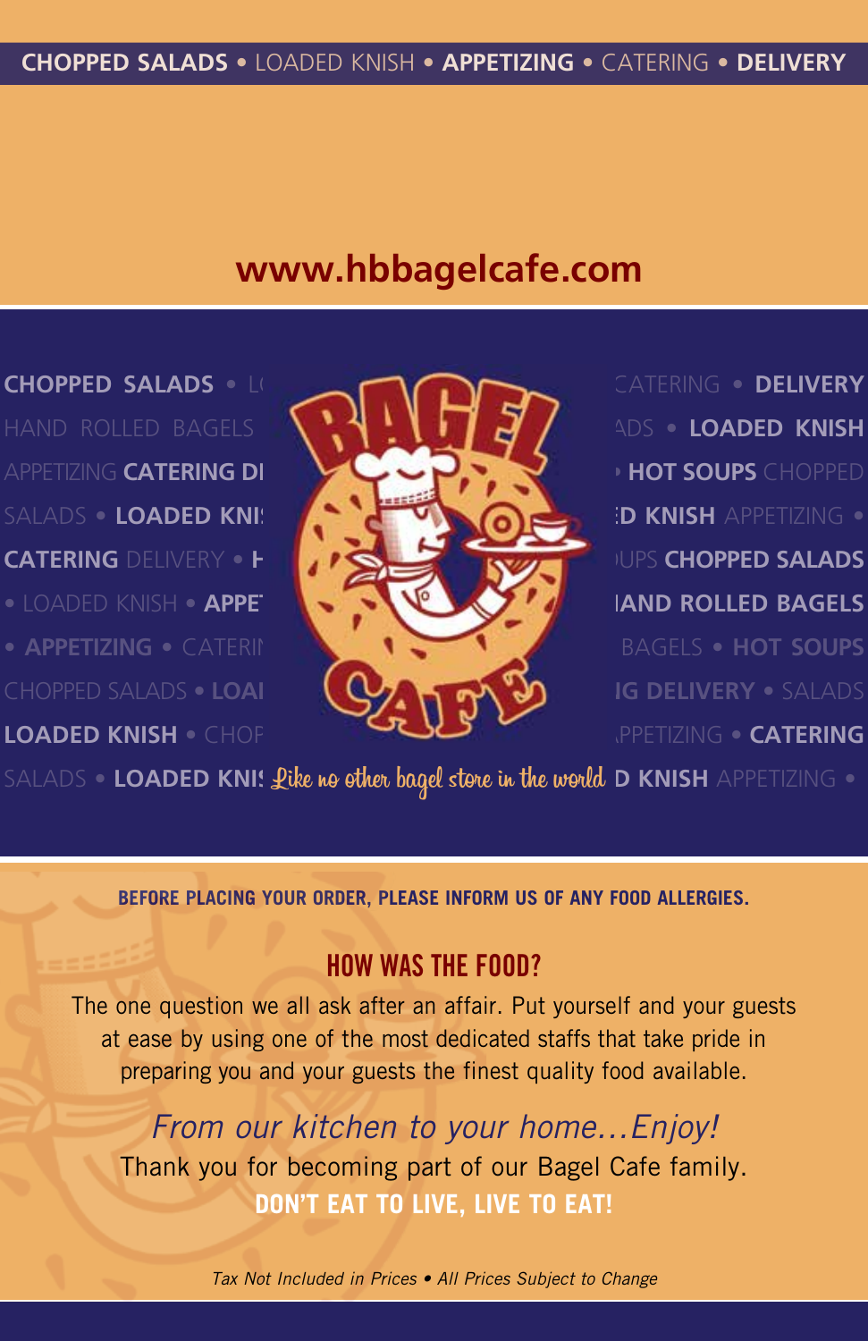CHOPPED SALADS • LOADED KNISH • APPETIZING • CATERING • DELIVERY

## www.hbbagelcafe.com

BAGEL CAFE

*Like no other bagel store in the world*

**BEFORE PLACING YOUR ORDER, PLEASE INFORM US OF ANY FOOD ALLERGIES.**

## HOW WAS THE FOOD?

The one question we all ask after an affair. Put yourself and your guests at ease by using one of the most dedicated staffs that take pride in preparing you and your guests the finest quality food available.

*From our kitchen to your home...Enjoy!*

Thank you for becoming part of our Bagel Cafe family.

**DON'T EAT TO LIVE, LIVE TO EAT!**

*Tax Not Included in Prices • All Prices Subject to Change*